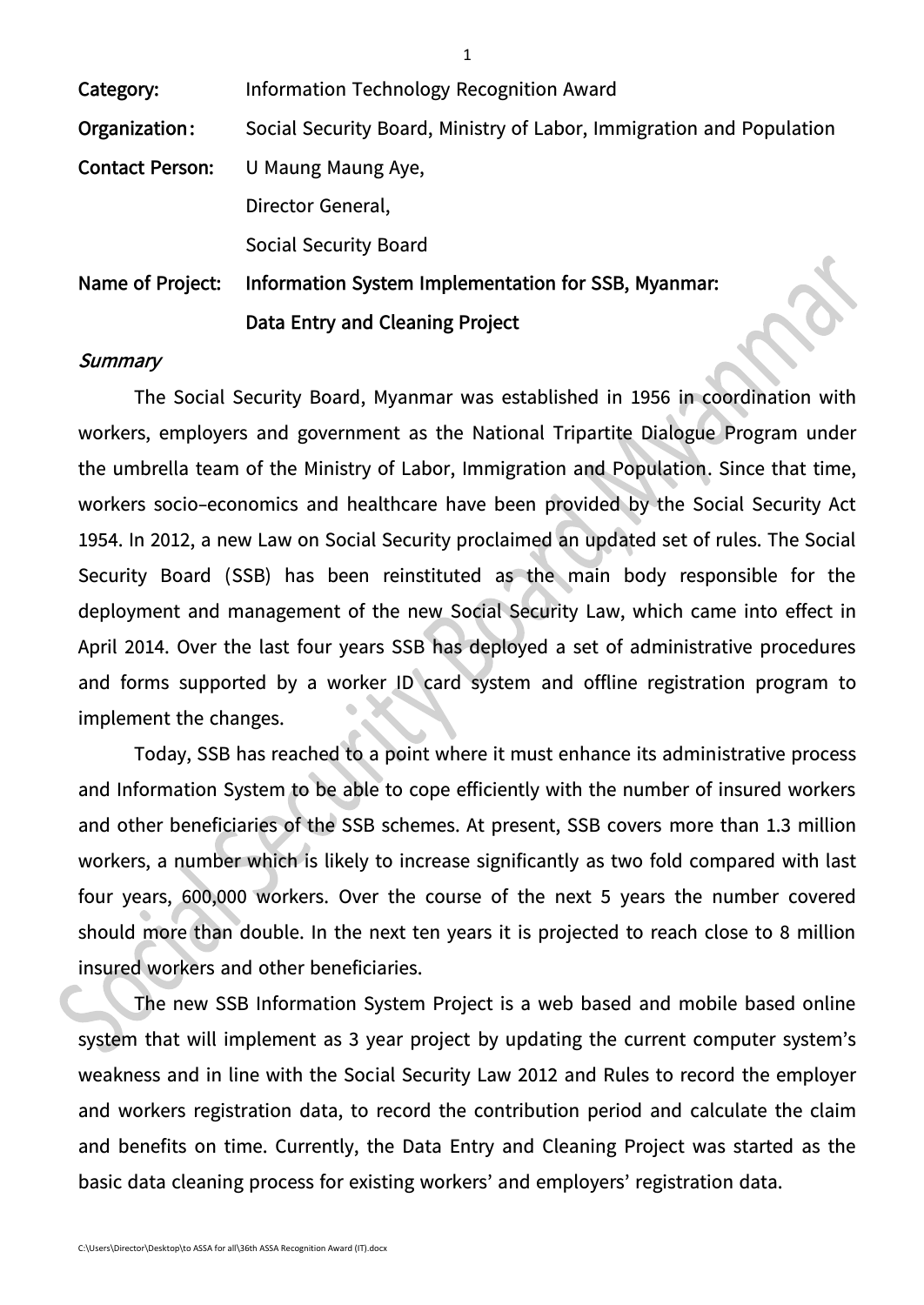**Category:** Information Technology Recognition Award

**Organization:** Social Security Board, Ministry of Labor, Immigration and Population

**Contact Person:** U Maung Maung Aye,
Director General,
Social Security Board

**Name of Project:** **Information System Implementation for SSB, Myanmar: Data Entry and Cleaning Project**

*Summary*

The Social Security Board, Myanmar was established in 1956 in coordination with workers, employers and government as the National Tripartite Dialogue Program under the umbrella team of the Ministry of Labor, Immigration and Population. Since that time, workers socio-economics and healthcare have been provided by the Social Security Act 1954. In 2012, a new Law on Social Security proclaimed an updated set of rules. The Social Security Board (SSB) has been reinstituted as the main body responsible for the deployment and management of the new Social Security Law, which came into effect in April 2014. Over the last four years SSB has deployed a set of administrative procedures and forms supported by a worker ID card system and offline registration program to implement the changes.

Today, SSB has reached to a point where it must enhance its administrative process and Information System to be able to cope efficiently with the number of insured workers and other beneficiaries of the SSB schemes. At present, SSB covers more than 1.3 million workers, a number which is likely to increase significantly as two fold compared with last four years, 600,000 workers. Over the course of the next 5 years the number covered should more than double. In the next ten years it is projected to reach close to 8 million insured workers and other beneficiaries.

The new SSB Information System Project is a web based and mobile based online system that will implement as 3 year project by updating the current computer system's weakness and in line with the Social Security Law 2012 and Rules to record the employer and workers registration data, to record the contribution period and calculate the claim and benefits on time. Currently, the Data Entry and Cleaning Project was started as the basic data cleaning process for existing workers' and employers' registration data.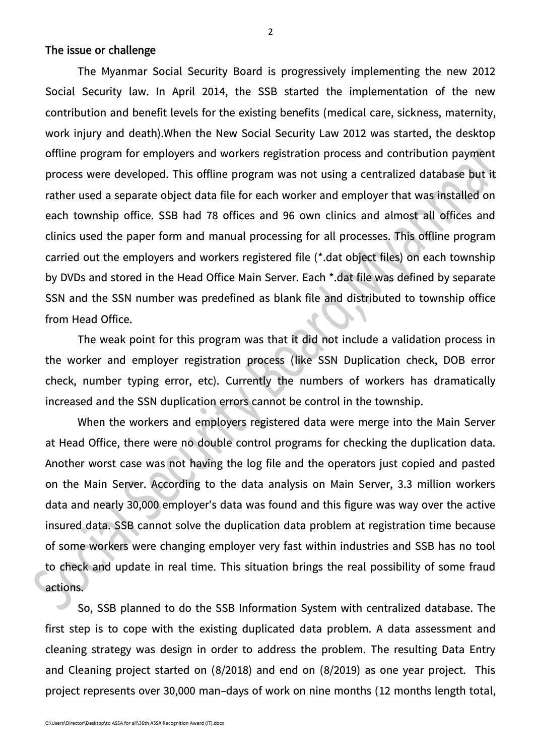## The issue or challenge

The Myanmar Social Security Board is progressively implementing the new 2012 Social Security law. In April 2014, the SSB started the implementation of the new contribution and benefit levels for the existing benefits (medical care, sickness, maternity, work injury and death).When the New Social Security Law 2012 was started, the desktop offline program for employers and workers registration process and contribution payment process were developed. This offline program was not using a centralized database but it rather used a separate object data file for each worker and employer that was installed on each township office. SSB had 78 offices and 96 own clinics and almost all offices and clinics used the paper form and manual processing for all processes. This offline program carried out the employers and workers registered file (*.dat object files) on each township by DVDs and stored in the Head Office Main Server. Each *.dat file was defined by separate SSN and the SSN number was predefined as blank file and distributed to township office from Head Office.

The weak point for this program was that it did not include a validation process in the worker and employer registration process (like SSN Duplication check, DOB error check, number typing error, etc). Currently the numbers of workers has dramatically increased and the SSN duplication errors cannot be control in the township.

When the workers and employers registered data were merge into the Main Server at Head Office, there were no double control programs for checking the duplication data. Another worst case was not having the log file and the operators just copied and pasted on the Main Server. According to the data analysis on Main Server, 3.3 million workers data and nearly 30,000 employer's data was found and this figure was way over the active insured data. SSB cannot solve the duplication data problem at registration time because of some workers were changing employer very fast within industries and SSB has no tool to check and update in real time. This situation brings the real possibility of some fraud actions.

So, SSB planned to do the SSB Information System with centralized database. The first step is to cope with the existing duplicated data problem. A data assessment and cleaning strategy was design in order to address the problem. The resulting Data Entry and Cleaning project started on (8/2018) and end on (8/2019) as one year project. This project represents over 30,000 man–days of work on nine months (12 months length total,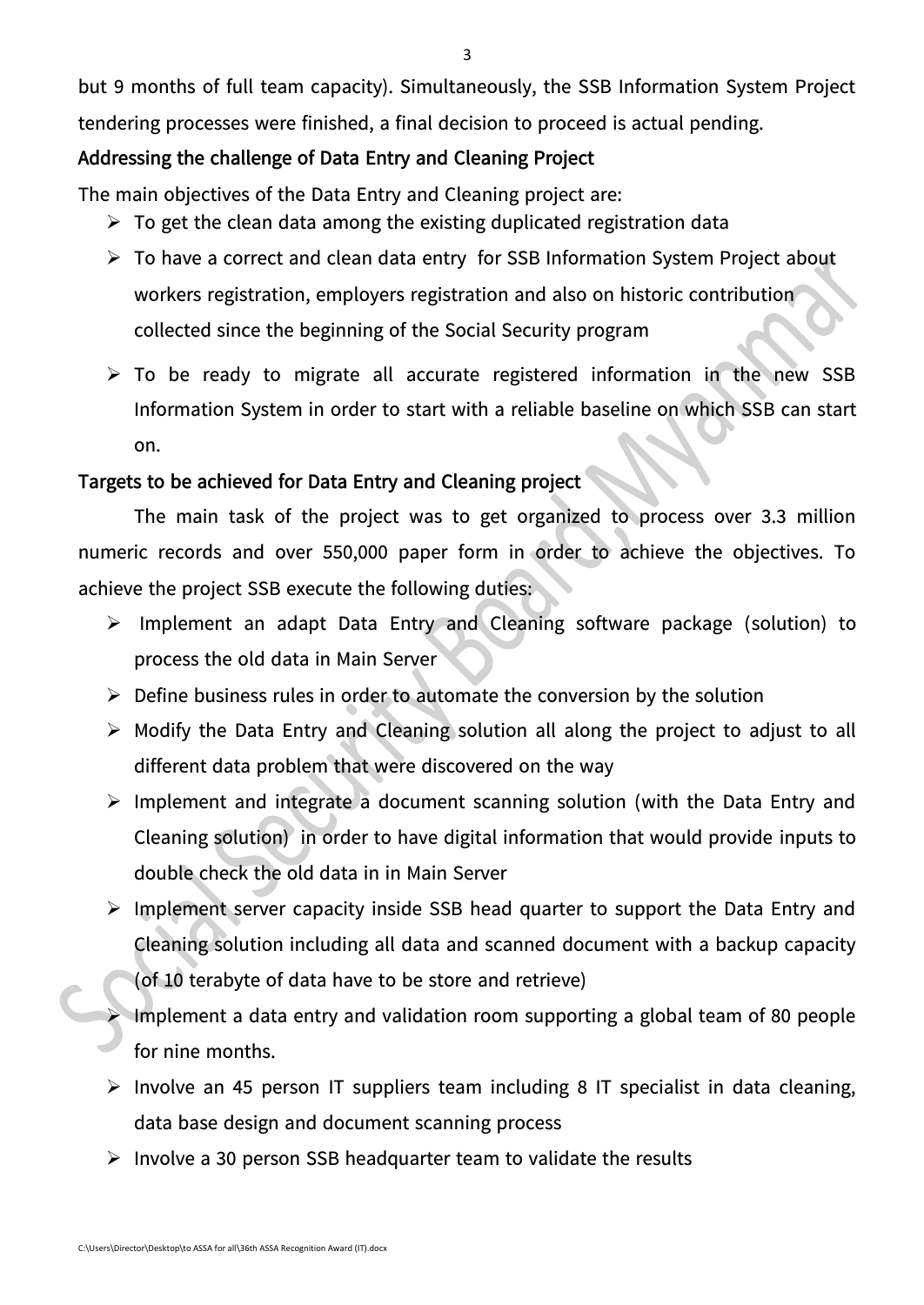but 9 months of full team capacity). Simultaneously, the SSB Information System Project tendering processes were finished, a final decision to proceed is actual pending.

**Addressing the challenge of Data Entry and Cleaning Project**

The main objectives of the Data Entry and Cleaning project are:

- To get the clean data among the existing duplicated registration data
- To have a correct and clean data entry for SSB Information System Project about workers registration, employers registration and also on historic contribution collected since the beginning of the Social Security program
- To be ready to migrate all accurate registered information in the new SSB Information System in order to start with a reliable baseline on which SSB can start on.

**Targets to be achieved for Data Entry and Cleaning project**

The main task of the project was to get organized to process over 3.3 million numeric records and over 550,000 paper form in order to achieve the objectives. To achieve the project SSB execute the following duties:

- Implement an adapt Data Entry and Cleaning software package (solution) to process the old data in Main Server
- Define business rules in order to automate the conversion by the solution
- Modify the Data Entry and Cleaning solution all along the project to adjust to all different data problem that were discovered on the way
- Implement and integrate a document scanning solution (with the Data Entry and Cleaning solution) in order to have digital information that would provide inputs to double check the old data in in Main Server
- Implement server capacity inside SSB head quarter to support the Data Entry and Cleaning solution including all data and scanned document with a backup capacity (of 10 terabyte of data have to be store and retrieve)
- Implement a data entry and validation room supporting a global team of 80 people for nine months.
- Involve an 45 person IT suppliers team including 8 IT specialist in data cleaning, data base design and document scanning process
- Involve a 30 person SSB headquarter team to validate the results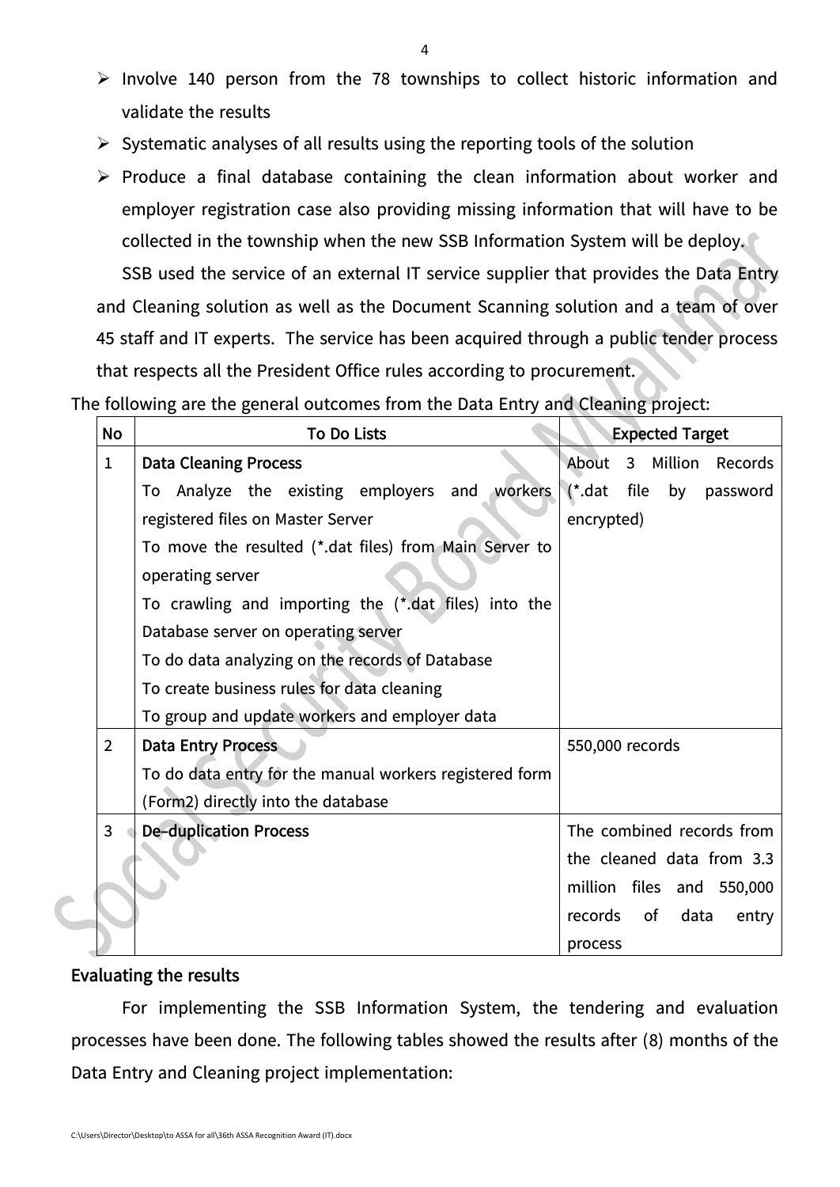- Involve 140 person from the 78 townships to collect historic information and validate the results
- Systematic analyses of all results using the reporting tools of the solution
- Produce a final database containing the clean information about worker and employer registration case also providing missing information that will have to be collected in the township when the new SSB Information System will be deploy.

SSB used the service of an external IT service supplier that provides the Data Entry and Cleaning solution as well as the Document Scanning solution and a team of over 45 staff and IT experts. The service has been acquired through a public tender process that respects all the President Office rules according to procurement.

The following are the general outcomes from the Data Entry and Cleaning project:

| No | To Do Lists | Expected Target |
|---|---|---|
| 1 | **Data Cleaning Process**<br>To Analyze the existing employers and workers registered files on Master Server<br>To move the resulted (*.dat files) from Main Server to operating server<br>To crawling and importing the (*.dat files) into the Database server on operating server<br>To do data analyzing on the records of Database<br>To create business rules for data cleaning<br>To group and update workers and employer data | About 3 Million Records (*.dat file by password encrypted) |
| 2 | **Data Entry Process**<br>To do data entry for the manual workers registered form (Form2) directly into the database | 550,000 records |
| 3 | **De-duplication Process** | The combined records from the cleaned data from 3.3 million files and 550,000 records of data entry process |

**Evaluating the results**

For implementing the SSB Information System, the tendering and evaluation processes have been done. The following tables showed the results after (8) months of the Data Entry and Cleaning project implementation: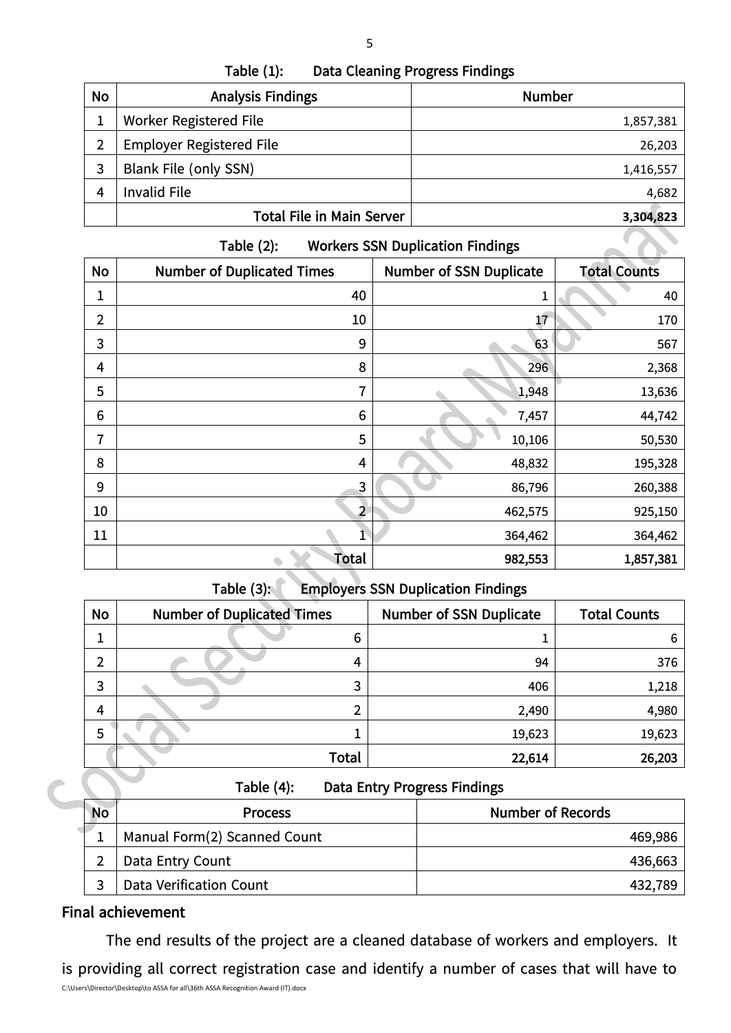Table (1): Data Cleaning Progress Findings

| No | Analysis Findings | Number |
|---|---|---|
| 1 | Worker Registered File | 1,857,381 |
| 2 | Employer Registered File | 26,203 |
| 3 | Blank File (only SSN) | 1,416,557 |
| 4 | Invalid File | 4,682 |
| | **Total File in Main Server** | **3,304,823** |

Table (2): Workers SSN Duplication Findings

| No | Number of Duplicated Times | Number of SSN Duplicate | Total Counts |
|---|---|---|---|
| 1 | 40 | 1 | 40 |
| 2 | 10 | 17 | 170 |
| 3 | 9 | 63 | 567 |
| 4 | 8 | 296 | 2,368 |
| 5 | 7 | 1,948 | 13,636 |
| 6 | 6 | 7,457 | 44,742 |
| 7 | 5 | 10,106 | 50,530 |
| 8 | 4 | 48,832 | 195,328 |
| 9 | 3 | 86,796 | 260,388 |
| 10 | 2 | 462,575 | 925,150 |
| 11 | 1 | 364,462 | 364,462 |
| | **Total** | **982,553** | **1,857,381** |

Table (3): Employers SSN Duplication Findings

| No | Number of Duplicated Times | Number of SSN Duplicate | Total Counts |
|---|---|---|---|
| 1 | 6 | 1 | 6 |
| 2 | 4 | 94 | 376 |
| 3 | 3 | 406 | 1,218 |
| 4 | 2 | 2,490 | 4,980 |
| 5 | 1 | 19,623 | 19,623 |
| | **Total** | **22,614** | **26,203** |

Table (4): Data Entry Progress Findings

| No | Process | Number of Records |
|---|---|---|
| 1 | Manual Form(2) Scanned Count | 469,986 |
| 2 | Data Entry Count | 436,663 |
| 3 | Data Verification Count | 432,789 |

## Final achievement

The end results of the project are a cleaned database of workers and employers. It is providing all correct registration case and identify a number of cases that will have to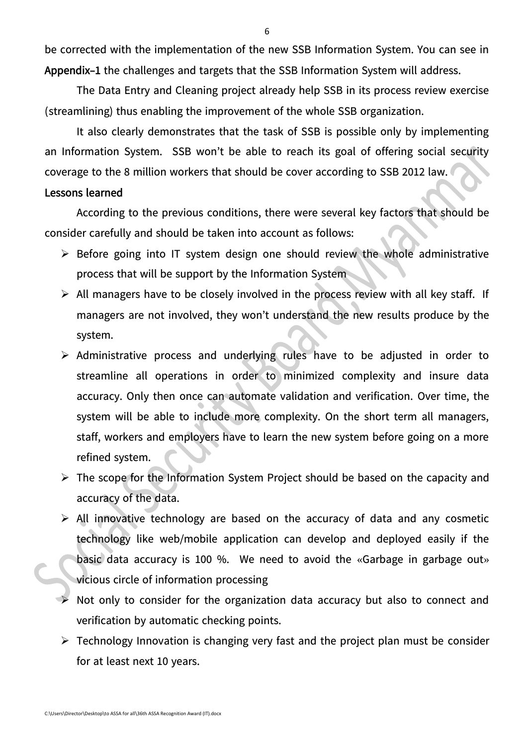be corrected with the implementation of the new SSB Information System. You can see in **Appendix–1** the challenges and targets that the SSB Information System will address.

The Data Entry and Cleaning project already help SSB in its process review exercise (streamlining) thus enabling the improvement of the whole SSB organization.

It also clearly demonstrates that the task of SSB is possible only by implementing an Information System. SSB won't be able to reach its goal of offering social security coverage to the 8 million workers that should be cover according to SSB 2012 law.

**Lessons learned**

According to the previous conditions, there were several key factors that should be consider carefully and should be taken into account as follows:

- Before going into IT system design one should review the whole administrative process that will be support by the Information System
- All managers have to be closely involved in the process review with all key staff. If managers are not involved, they won't understand the new results produce by the system.
- Administrative process and underlying rules have to be adjusted in order to streamline all operations in order to minimized complexity and insure data accuracy. Only then once can automate validation and verification. Over time, the system will be able to include more complexity. On the short term all managers, staff, workers and employers have to learn the new system before going on a more refined system.
- The scope for the Information System Project should be based on the capacity and accuracy of the data.
- All innovative technology are based on the accuracy of data and any cosmetic technology like web/mobile application can develop and deployed easily if the basic data accuracy is 100 %. We need to avoid the «Garbage in garbage out» vicious circle of information processing
- Not only to consider for the organization data accuracy but also to connect and verification by automatic checking points.
- Technology Innovation is changing very fast and the project plan must be consider for at least next 10 years.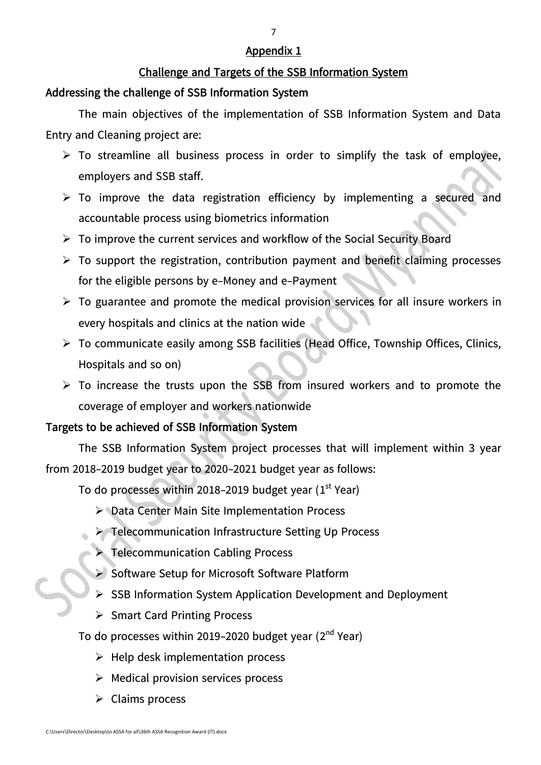## Appendix 1

## Challenge and Targets of the SSB Information System

### Addressing the challenge of SSB Information System

The main objectives of the implementation of SSB Information System and Data Entry and Cleaning project are:

- To streamline all business process in order to simplify the task of employee, employers and SSB staff.
- To improve the data registration efficiency by implementing a secured and accountable process using biometrics information
- To improve the current services and workflow of the Social Security Board
- To support the registration, contribution payment and benefit claiming processes for the eligible persons by e-Money and e-Payment
- To guarantee and promote the medical provision services for all insure workers in every hospitals and clinics at the nation wide
- To communicate easily among SSB facilities (Head Office, Township Offices, Clinics, Hospitals and so on)
- To increase the trusts upon the SSB from insured workers and to promote the coverage of employer and workers nationwide

### Targets to be achieved of SSB Information System

The SSB Information System project processes that will implement within 3 year from 2018-2019 budget year to 2020-2021 budget year as follows:

To do processes within 2018-2019 budget year (1st Year)

- Data Center Main Site Implementation Process
- Telecommunication Infrastructure Setting Up Process
- Telecommunication Cabling Process
- Software Setup for Microsoft Software Platform
- SSB Information System Application Development and Deployment
- Smart Card Printing Process

To do processes within 2019-2020 budget year (2nd Year)

- Help desk implementation process
- Medical provision services process
- Claims process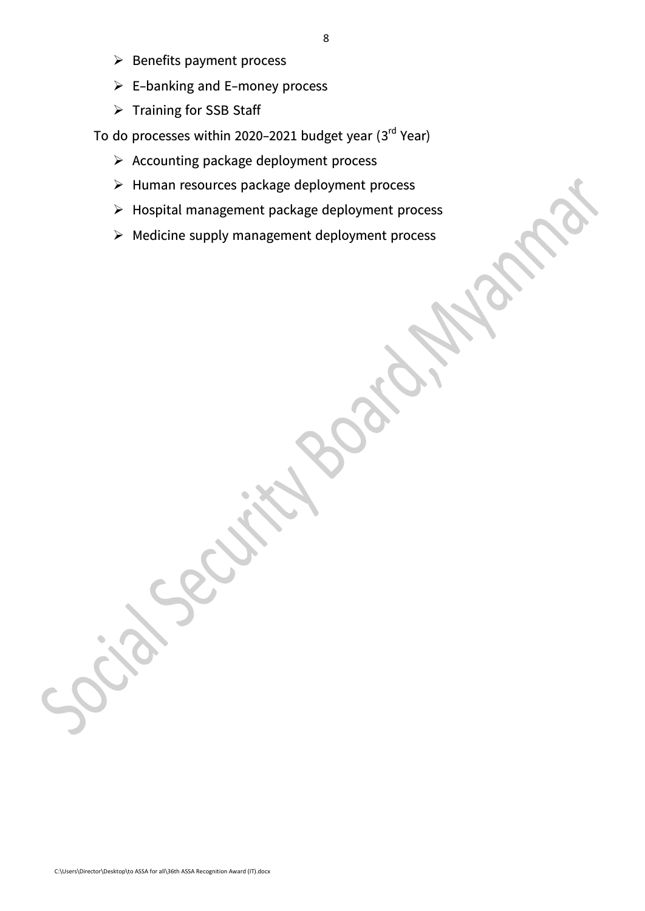- Benefits payment process
- E–banking and E–money process
- Training for SSB Staff

To do processes within 2020–2021 budget year ($3^{rd}$ Year)

- Accounting package deployment process
- Human resources package deployment process
- Hospital management package deployment process
- Medicine supply management deployment process